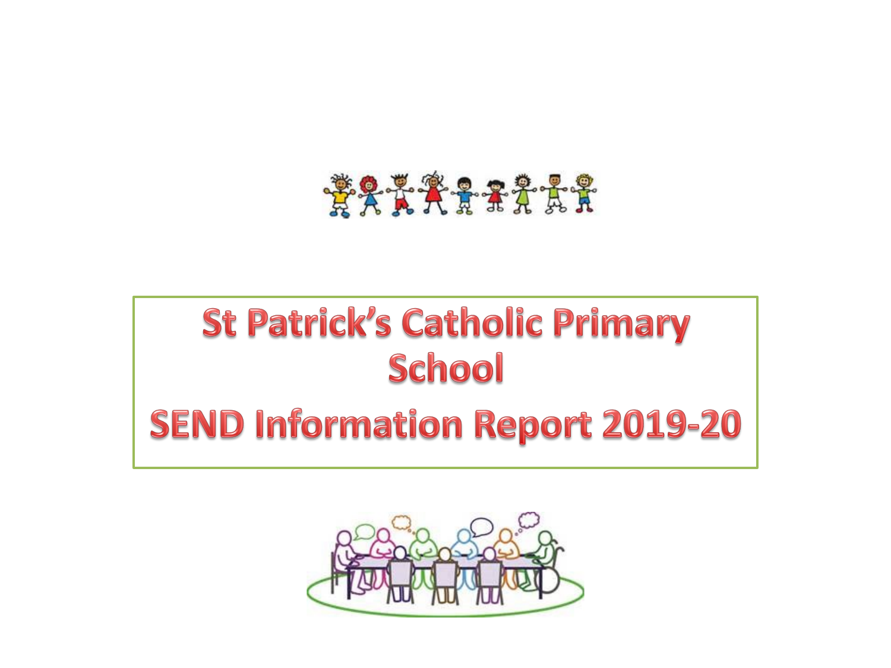# St Patrick's Catholic Primary School

# SEND Information Report 2019-20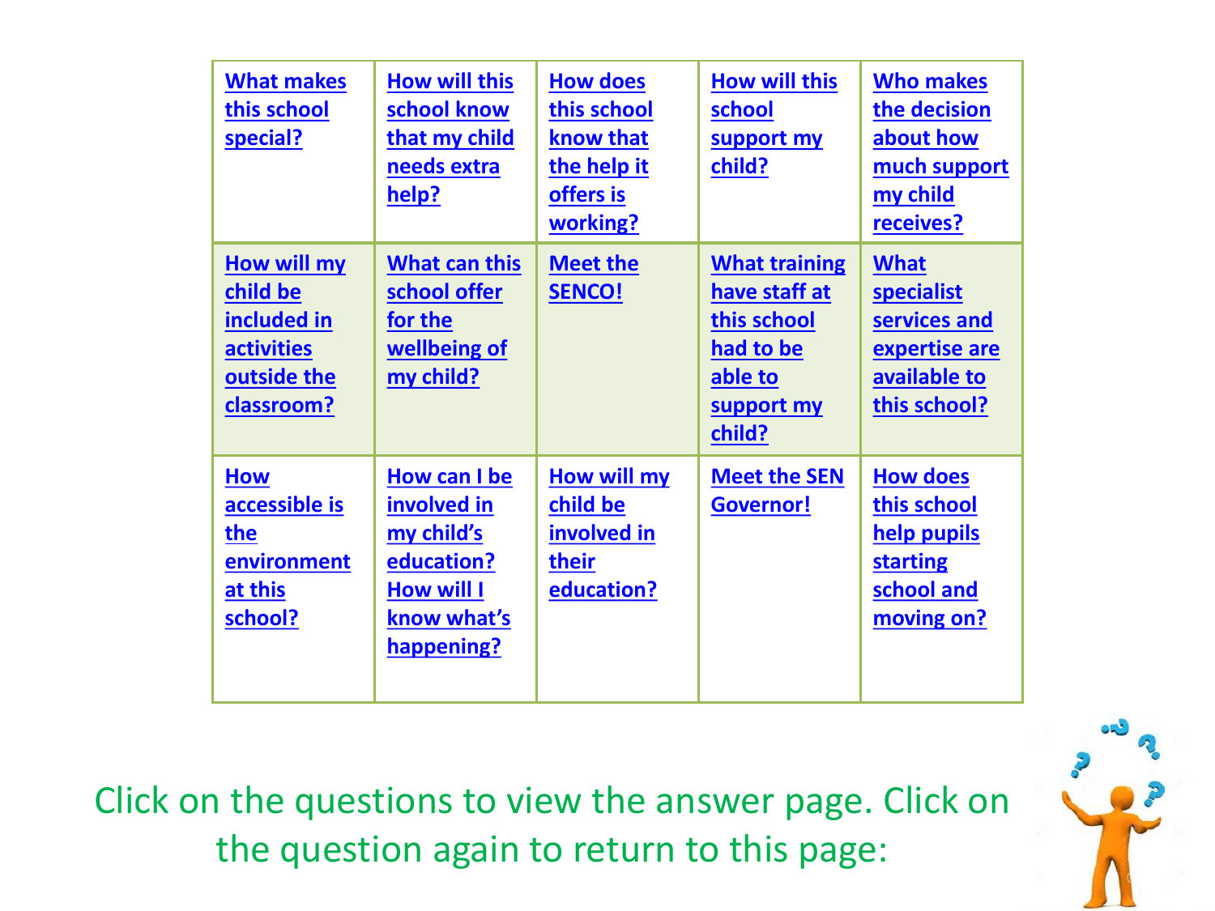| | | | | |
|---|---|---|---|---|
| What makes this school special? | How will this school know that my child needs extra help? | How does this school know that the help it offers is working? | How will this school support my child? | Who makes the decision about how much support my child receives? |
| How will my child be included in activities outside the classroom? | What can this school offer for the wellbeing of my child? | Meet the SENCO! | What training have staff at this school had to be able to support my child? | What specialist services and expertise are available to this school? |
| How accessible is the environment at this school? | How can I be involved in my child's education? How will I know what's happening? | How will my child be involved in their education? | Meet the SEN Governor! | How does this school help pupils starting school and moving on? |

Click on the questions to view the answer page. Click on the question again to return to this page: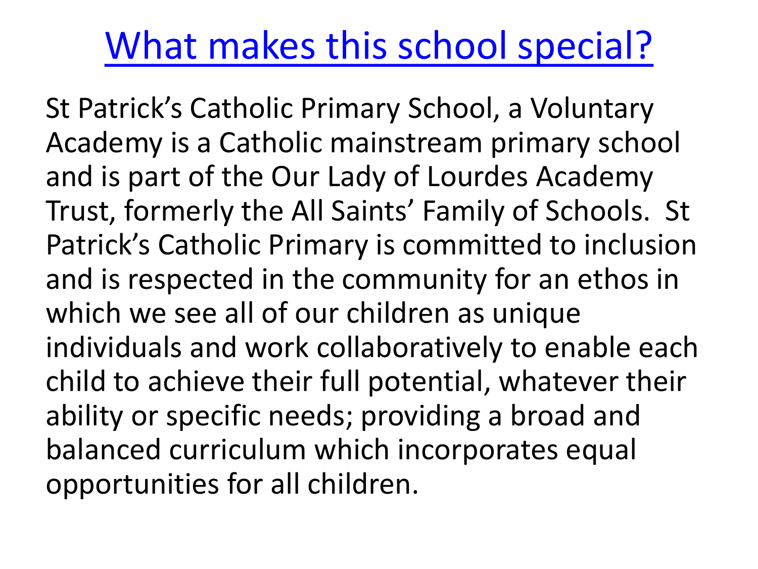# What makes this school special?

St Patrick's Catholic Primary School, a Voluntary Academy is a Catholic mainstream primary school and is part of the Our Lady of Lourdes Academy Trust, formerly the All Saints' Family of Schools. St Patrick's Catholic Primary is committed to inclusion and is respected in the community for an ethos in which we see all of our children as unique individuals and work collaboratively to enable each child to achieve their full potential, whatever their ability or specific needs; providing a broad and balanced curriculum which incorporates equal opportunities for all children.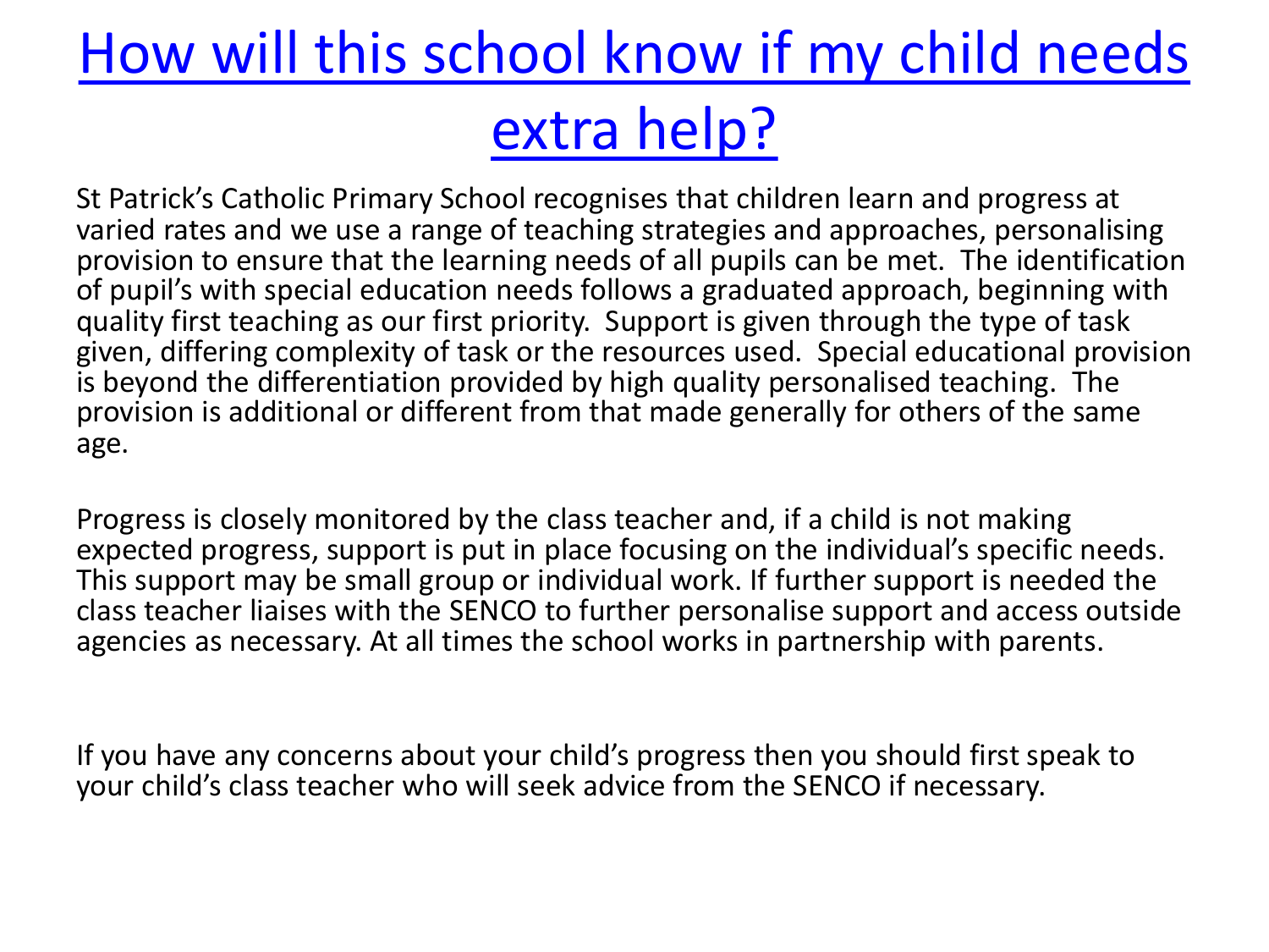# How will this school know if my child needs extra help?

St Patrick's Catholic Primary School recognises that children learn and progress at varied rates and we use a range of teaching strategies and approaches, personalising provision to ensure that the learning needs of all pupils can be met. The identification of pupil's with special education needs follows a graduated approach, beginning with quality first teaching as our first priority. Support is given through the type of task given, differing complexity of task or the resources used. Special educational provision is beyond the differentiation provided by high quality personalised teaching. The provision is additional or different from that made generally for others of the same age.

Progress is closely monitored by the class teacher and, if a child is not making expected progress, support is put in place focusing on the individual's specific needs. This support may be small group or individual work. If further support is needed the class teacher liaises with the SENCO to further personalise support and access outside agencies as necessary. At all times the school works in partnership with parents.

If you have any concerns about your child's progress then you should first speak to your child's class teacher who will seek advice from the SENCO if necessary.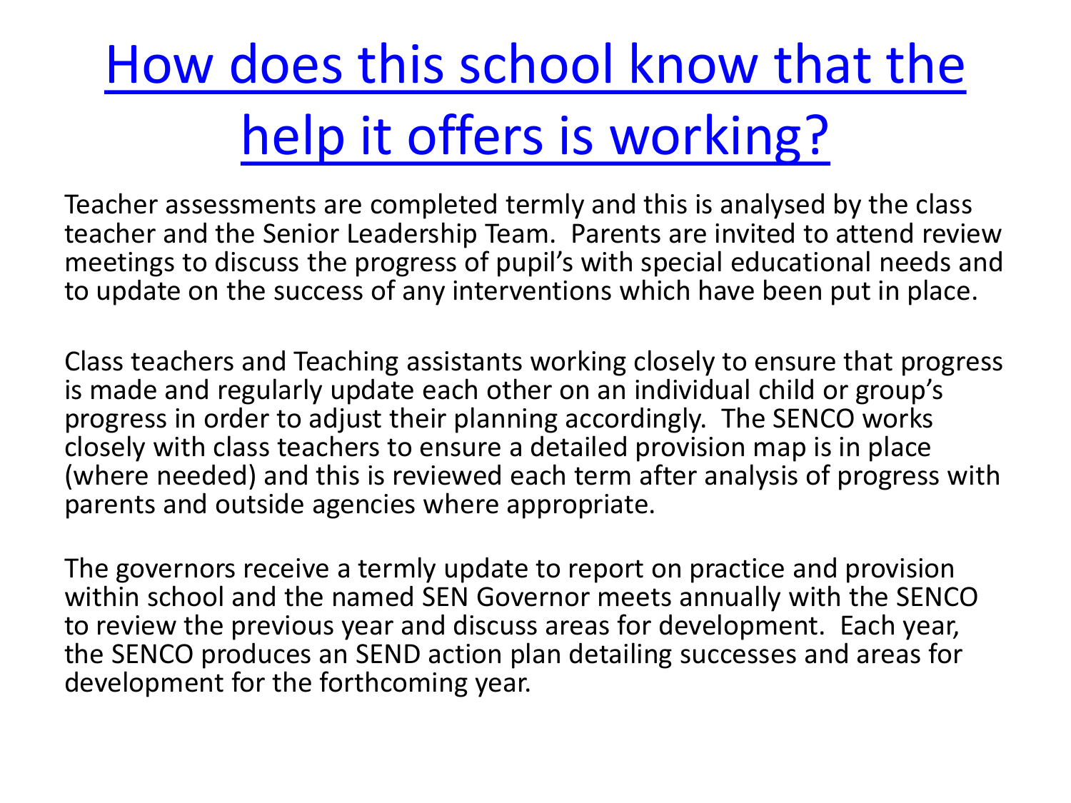# How does this school know that the help it offers is working?

Teacher assessments are completed termly and this is analysed by the class teacher and the Senior Leadership Team. Parents are invited to attend review meetings to discuss the progress of pupil's with special educational needs and to update on the success of any interventions which have been put in place.

Class teachers and Teaching assistants working closely to ensure that progress is made and regularly update each other on an individual child or group's progress in order to adjust their planning accordingly. The SENCO works closely with class teachers to ensure a detailed provision map is in place (where needed) and this is reviewed each term after analysis of progress with parents and outside agencies where appropriate.

The governors receive a termly update to report on practice and provision within school and the named SEN Governor meets annually with the SENCO to review the previous year and discuss areas for development. Each year, the SENCO produces an SEND action plan detailing successes and areas for development for the forthcoming year.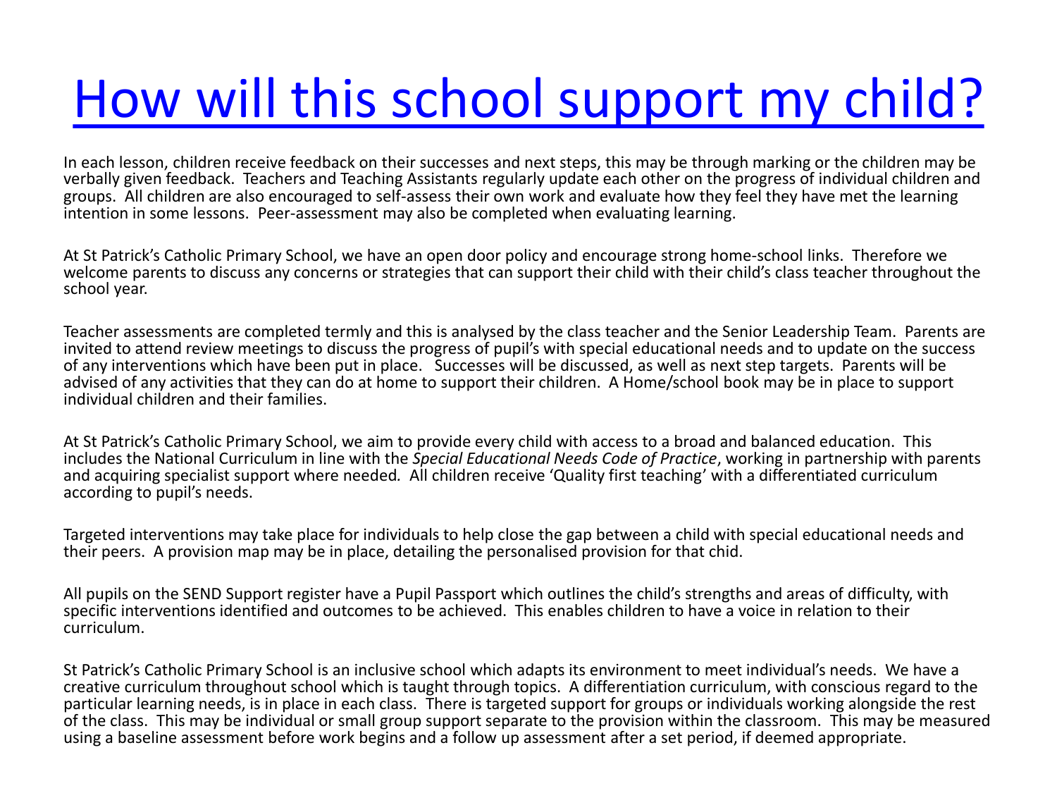# How will this school support my child?

In each lesson, children receive feedback on their successes and next steps, this may be through marking or the children may be verbally given feedback. Teachers and Teaching Assistants regularly update each other on the progress of individual children and groups. All children are also encouraged to self-assess their own work and evaluate how they feel they have met the learning intention in some lessons. Peer-assessment may also be completed when evaluating learning.

At St Patrick's Catholic Primary School, we have an open door policy and encourage strong home-school links. Therefore we welcome parents to discuss any concerns or strategies that can support their child with their child's class teacher throughout the school year.

Teacher assessments are completed termly and this is analysed by the class teacher and the Senior Leadership Team. Parents are invited to attend review meetings to discuss the progress of pupil's with special educational needs and to update on the success of any interventions which have been put in place. Successes will be discussed, as well as next step targets. Parents will be advised of any activities that they can do at home to support their children. A Home/school book may be in place to support individual children and their families.

At St Patrick's Catholic Primary School, we aim to provide every child with access to a broad and balanced education. This includes the National Curriculum in line with the *Special Educational Needs Code of Practice*, working in partnership with parents and acquiring specialist support where needed. All children receive 'Quality first teaching' with a differentiated curriculum according to pupil's needs.

Targeted interventions may take place for individuals to help close the gap between a child with special educational needs and their peers. A provision map may be in place, detailing the personalised provision for that chid.

All pupils on the SEND Support register have a Pupil Passport which outlines the child's strengths and areas of difficulty, with specific interventions identified and outcomes to be achieved. This enables children to have a voice in relation to their curriculum.

St Patrick's Catholic Primary School is an inclusive school which adapts its environment to meet individual's needs. We have a creative curriculum throughout school which is taught through topics. A differentiation curriculum, with conscious regard to the particular learning needs, is in place in each class. There is targeted support for groups or individuals working alongside the rest of the class. This may be individual or small group support separate to the provision within the classroom. This may be measured using a baseline assessment before work begins and a follow up assessment after a set period, if deemed appropriate.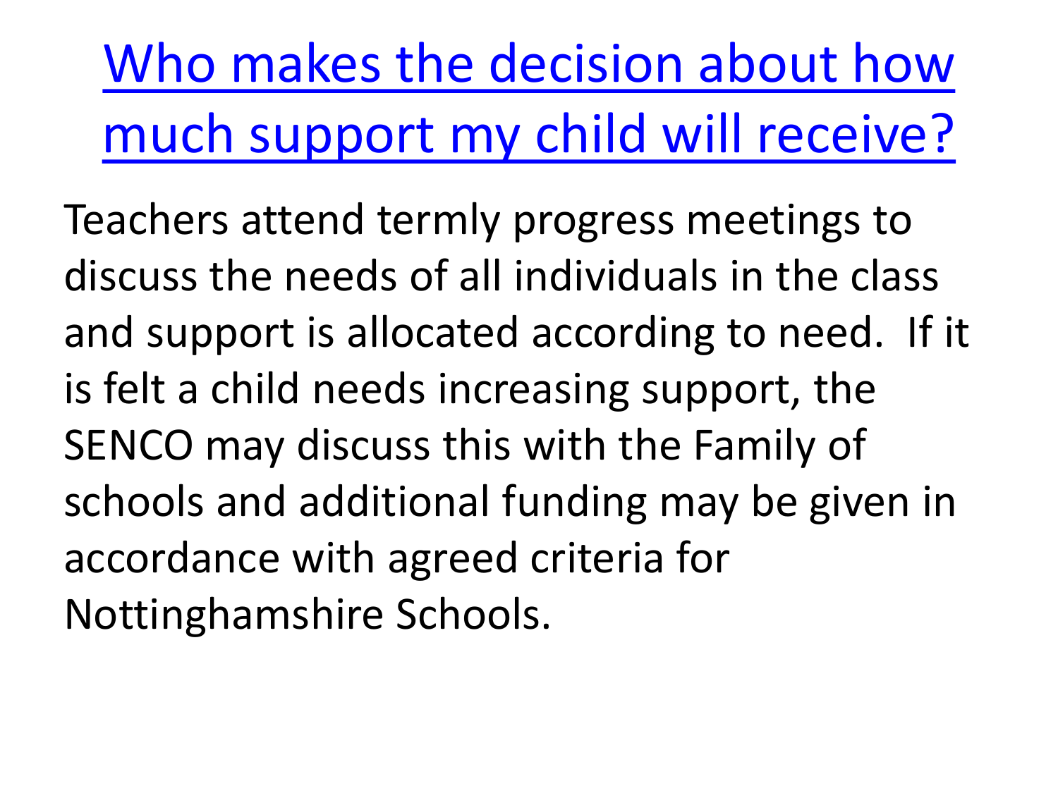# Who makes the decision about how much support my child will receive?

Teachers attend termly progress meetings to discuss the needs of all individuals in the class and support is allocated according to need. If it is felt a child needs increasing support, the SENCO may discuss this with the Family of schools and additional funding may be given in accordance with agreed criteria for Nottinghamshire Schools.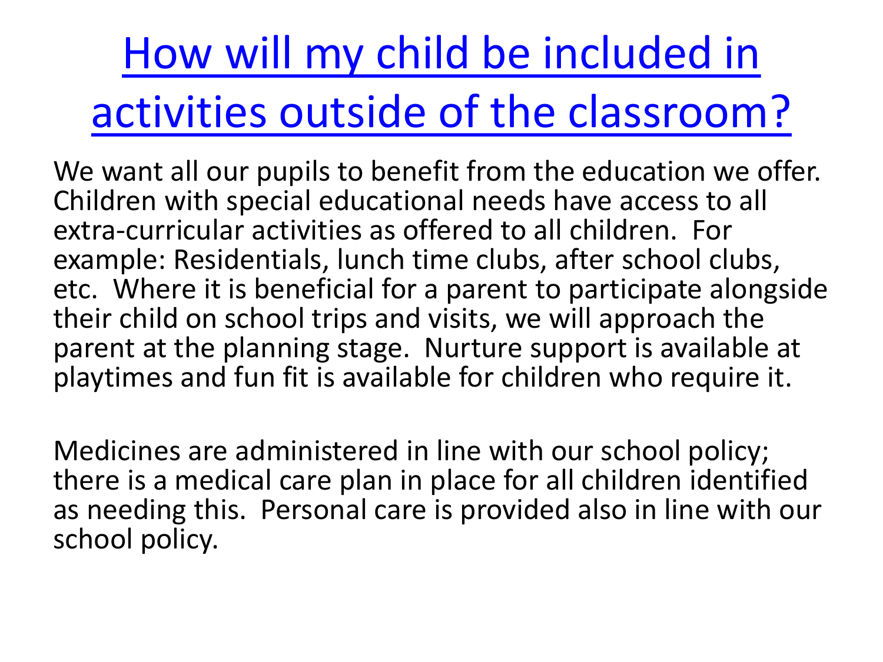# How will my child be included in activities outside of the classroom?

We want all our pupils to benefit from the education we offer. Children with special educational needs have access to all extra-curricular activities as offered to all children. For example: Residentials, lunch time clubs, after school clubs, etc. Where it is beneficial for a parent to participate alongside their child on school trips and visits, we will approach the parent at the planning stage. Nurture support is available at playtimes and fun fit is available for children who require it.

Medicines are administered in line with our school policy; there is a medical care plan in place for all children identified as needing this. Personal care is provided also in line with our school policy.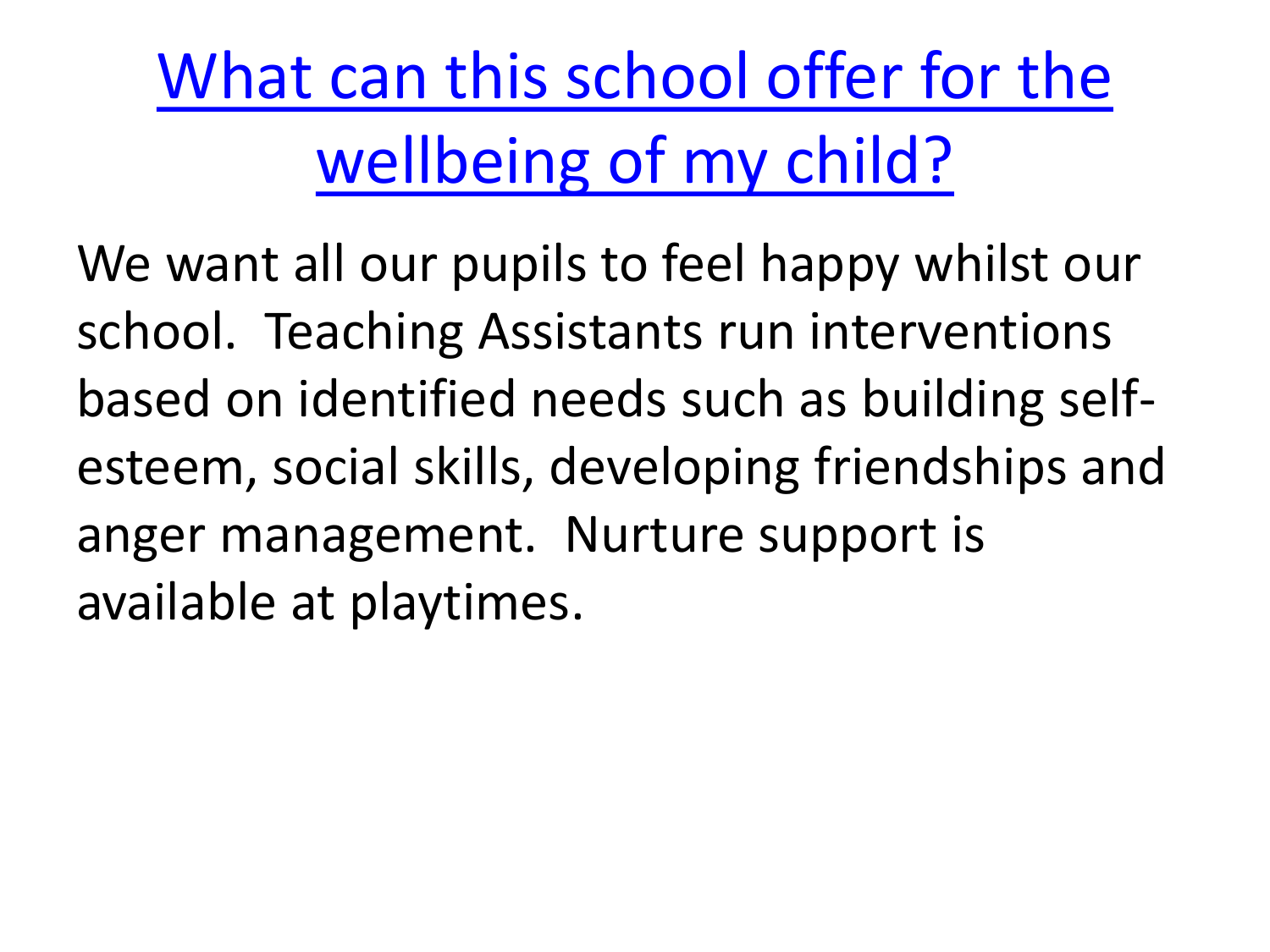# What can this school offer for the wellbeing of my child?

We want all our pupils to feel happy whilst our school. Teaching Assistants run interventions based on identified needs such as building self-esteem, social skills, developing friendships and anger management. Nurture support is available at playtimes.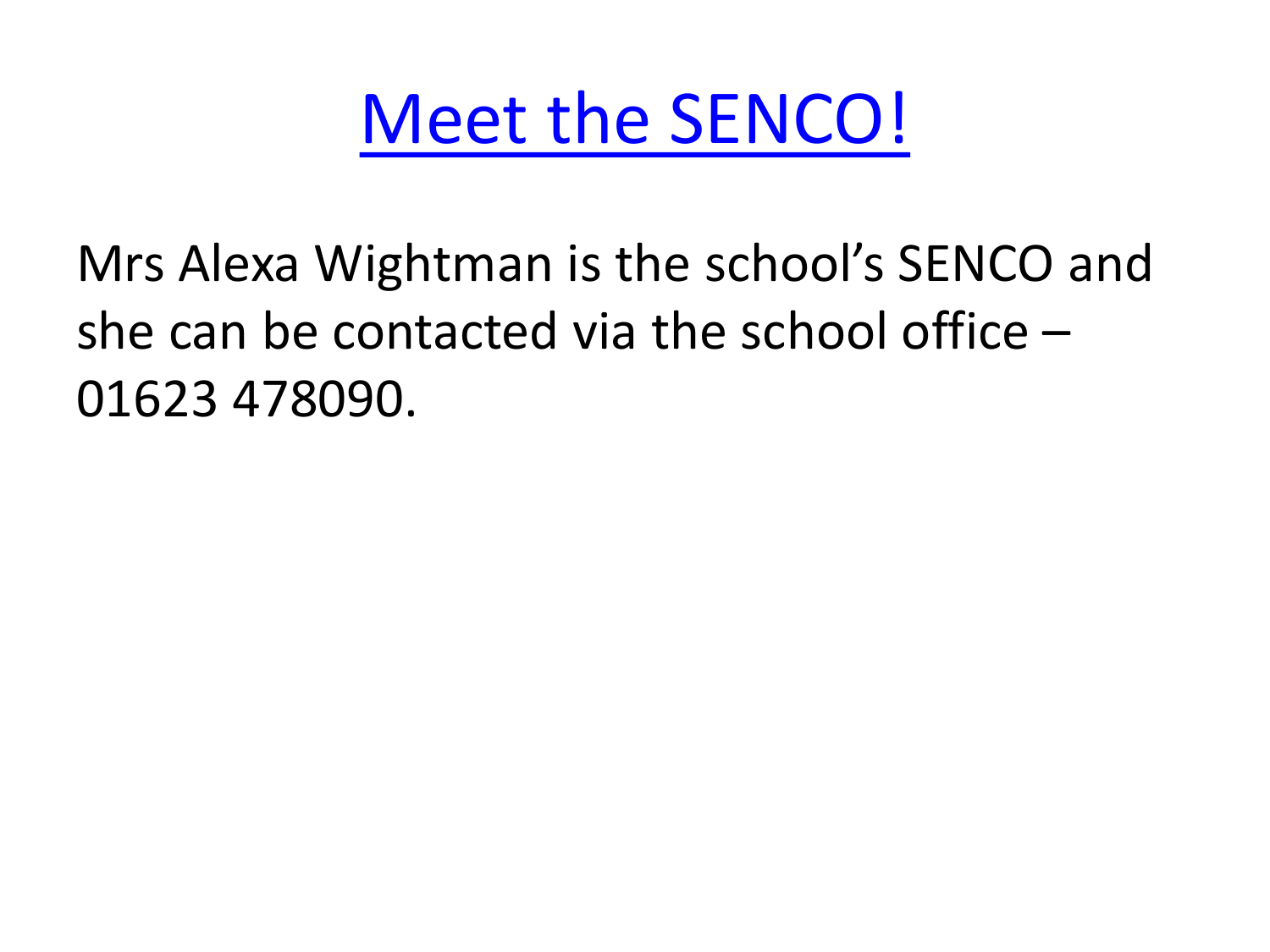# Meet the SENCO!

Mrs Alexa Wightman is the school's SENCO and she can be contacted via the school office – 01623 478090.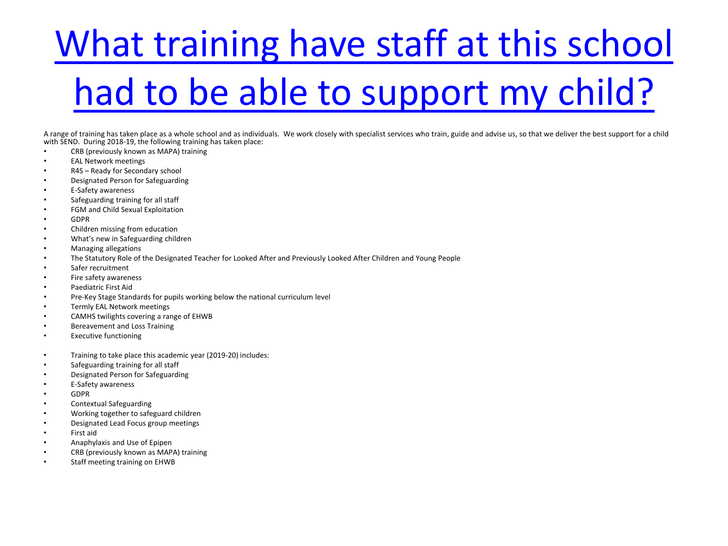# What training have staff at this school had to be able to support my child?

A range of training has taken place as a whole school and as individuals. We work closely with specialist services who train, guide and advise us, so that we deliver the best support for a child with SEND. During 2018-19, the following training has taken place:

- CRB (previously known as MAPA) training
- EAL Network meetings
- R4S – Ready for Secondary school
- Designated Person for Safeguarding
- E-Safety awareness
- Safeguarding training for all staff
- FGM and Child Sexual Exploitation
- GDPR
- Children missing from education
- What's new in Safeguarding children
- Managing allegations
- The Statutory Role of the Designated Teacher for Looked After and Previously Looked After Children and Young People
- Safer recruitment
- Fire safety awareness
- Paediatric First Aid
- Pre-Key Stage Standards for pupils working below the national curriculum level
- Termly EAL Network meetings
- CAMHS twilights covering a range of EHWB
- Bereavement and Loss Training
- Executive functioning

- Training to take place this academic year (2019-20) includes:
- Safeguarding training for all staff
- Designated Person for Safeguarding
- E-Safety awareness
- GDPR
- Contextual Safeguarding
- Working together to safeguard children
- Designated Lead Focus group meetings
- First aid
- Anaphylaxis and Use of Epipen
- CRB (previously known as MAPA) training
- Staff meeting training on EHWB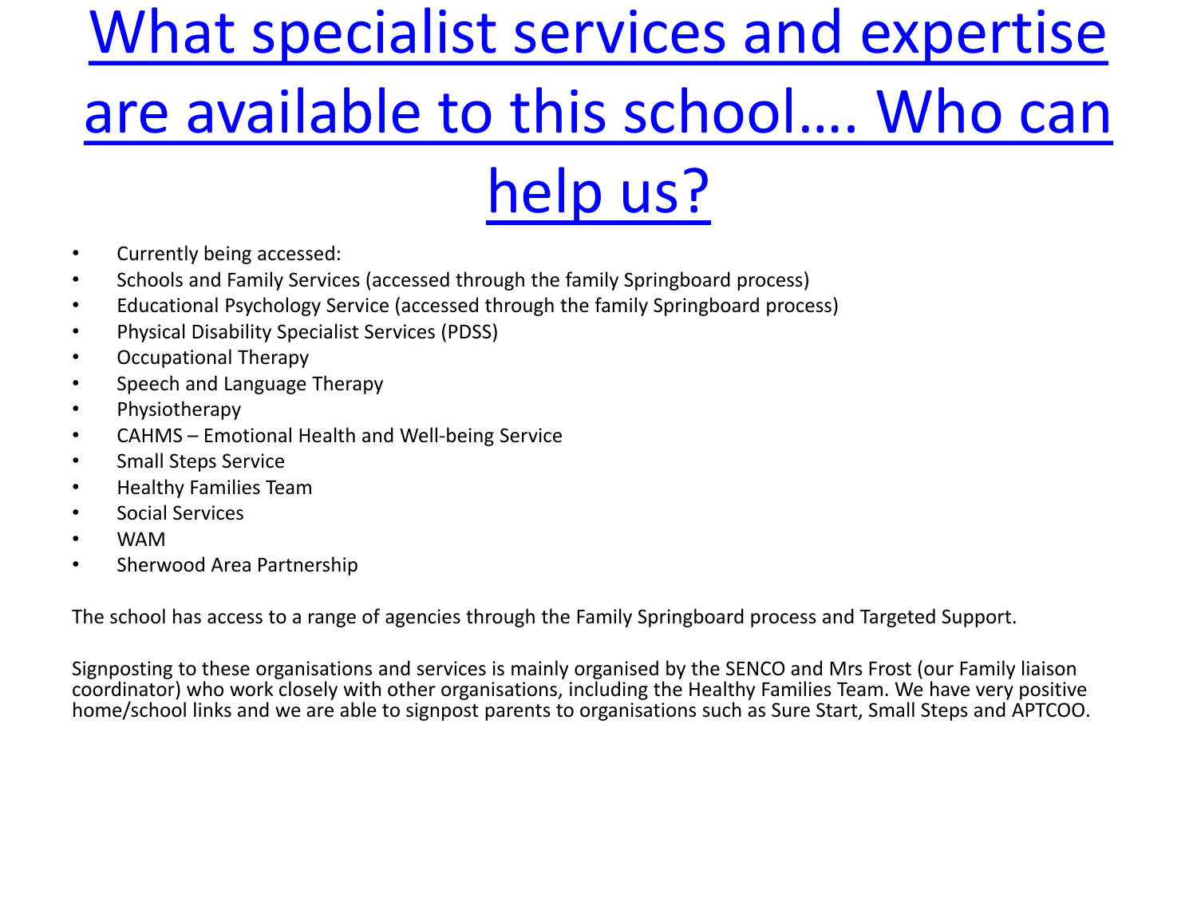# What specialist services and expertise are available to this school…. Who can help us?

- Currently being accessed:
- Schools and Family Services (accessed through the family Springboard process)
- Educational Psychology Service (accessed through the family Springboard process)
- Physical Disability Specialist Services (PDSS)
- Occupational Therapy
- Speech and Language Therapy
- Physiotherapy
- CAHMS – Emotional Health and Well-being Service
- Small Steps Service
- Healthy Families Team
- Social Services
- WAM
- Sherwood Area Partnership

The school has access to a range of agencies through the Family Springboard process and Targeted Support.

Signposting to these organisations and services is mainly organised by the SENCO and Mrs Frost (our Family liaison coordinator) who work closely with other organisations, including the Healthy Families Team. We have very positive home/school links and we are able to signpost parents to organisations such as Sure Start, Small Steps and APTCOO.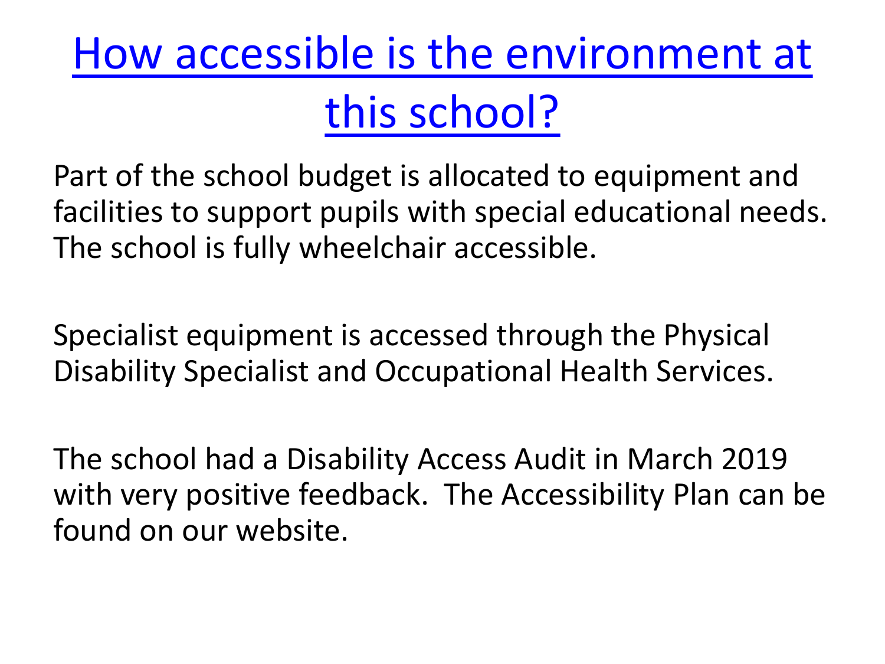# How accessible is the environment at this school?

Part of the school budget is allocated to equipment and facilities to support pupils with special educational needs. The school is fully wheelchair accessible.

Specialist equipment is accessed through the Physical Disability Specialist and Occupational Health Services.

The school had a Disability Access Audit in March 2019 with very positive feedback.  The Accessibility Plan can be found on our website.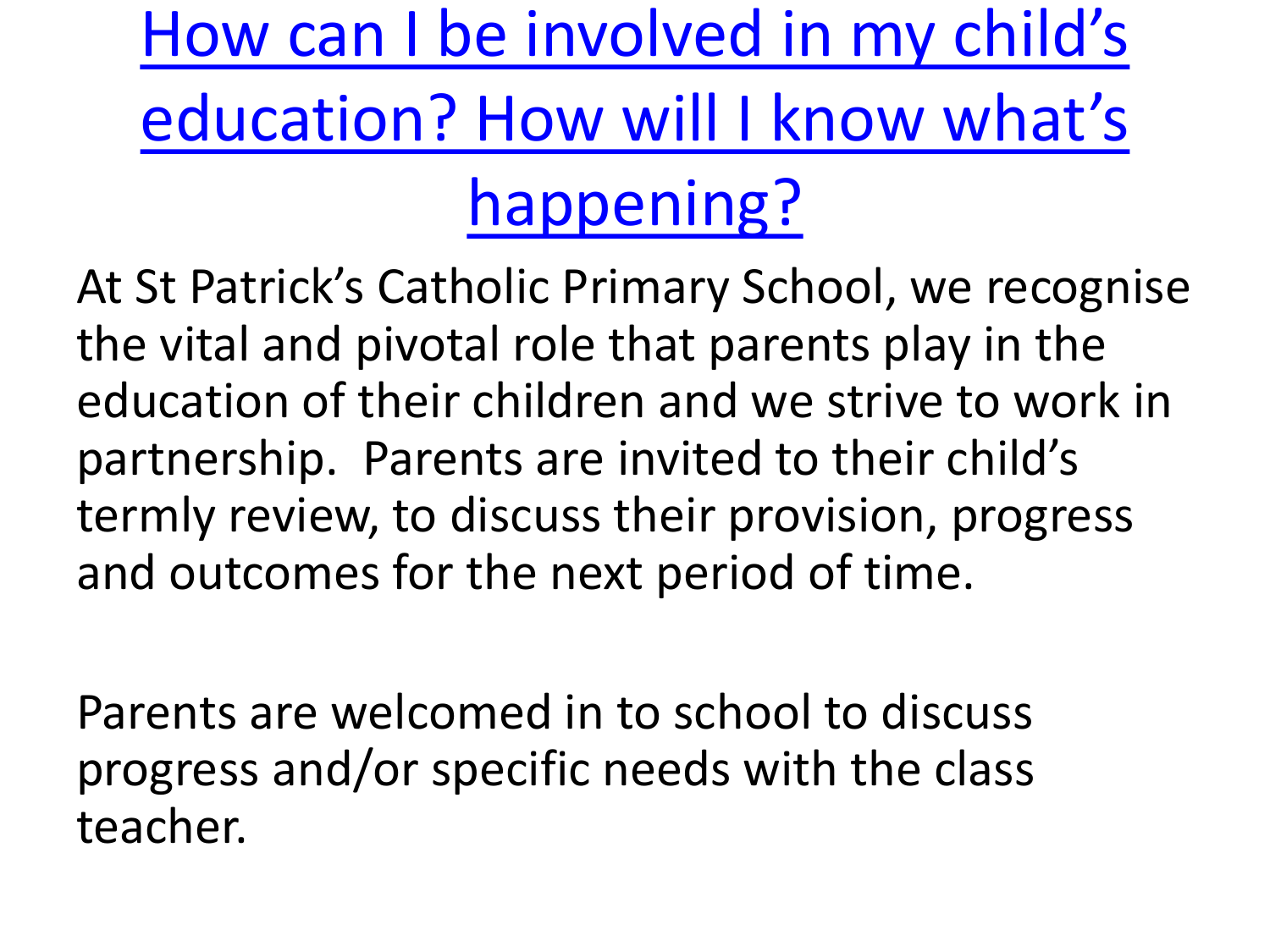# How can I be involved in my child's education? How will I know what's happening?

At St Patrick's Catholic Primary School, we recognise the vital and pivotal role that parents play in the education of their children and we strive to work in partnership. Parents are invited to their child's termly review, to discuss their provision, progress and outcomes for the next period of time.

Parents are welcomed in to school to discuss progress and/or specific needs with the class teacher.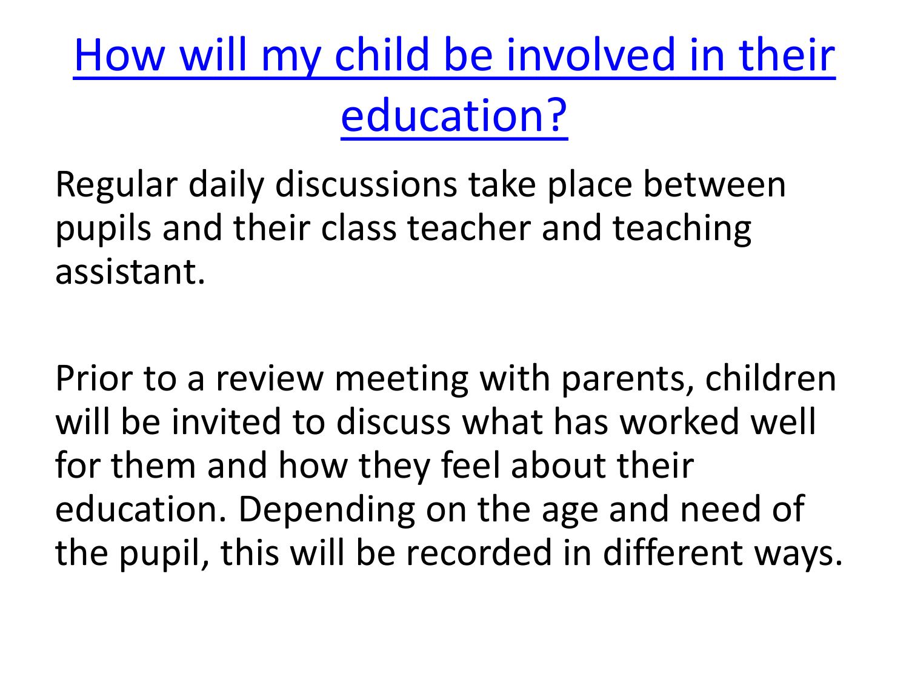# How will my child be involved in their education?

Regular daily discussions take place between pupils and their class teacher and teaching assistant.

Prior to a review meeting with parents, children will be invited to discuss what has worked well for them and how they feel about their education. Depending on the age and need of the pupil, this will be recorded in different ways.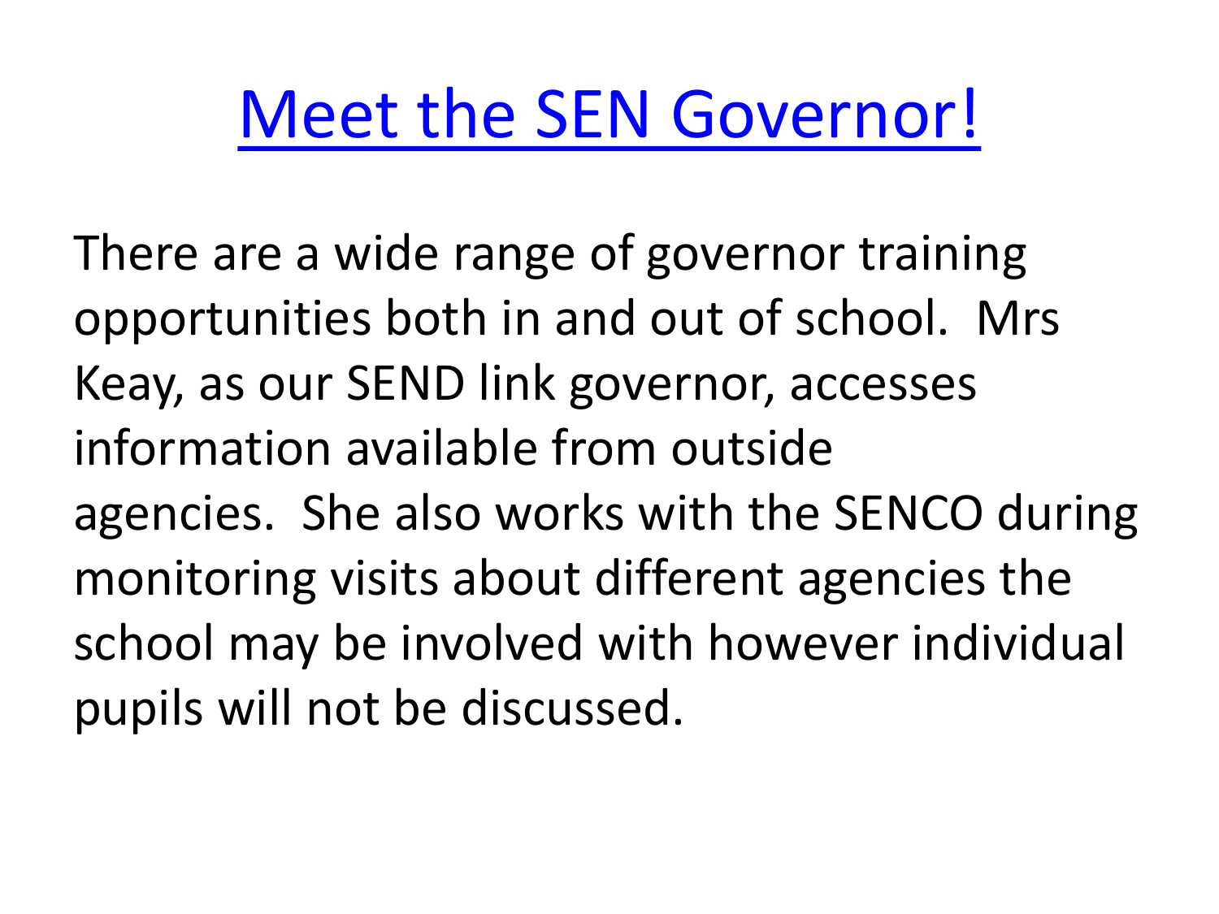# Meet the SEN Governor!

There are a wide range of governor training opportunities both in and out of school. Mrs Keay, as our SEND link governor, accesses information available from outside agencies. She also works with the SENCO during monitoring visits about different agencies the school may be involved with however individual pupils will not be discussed.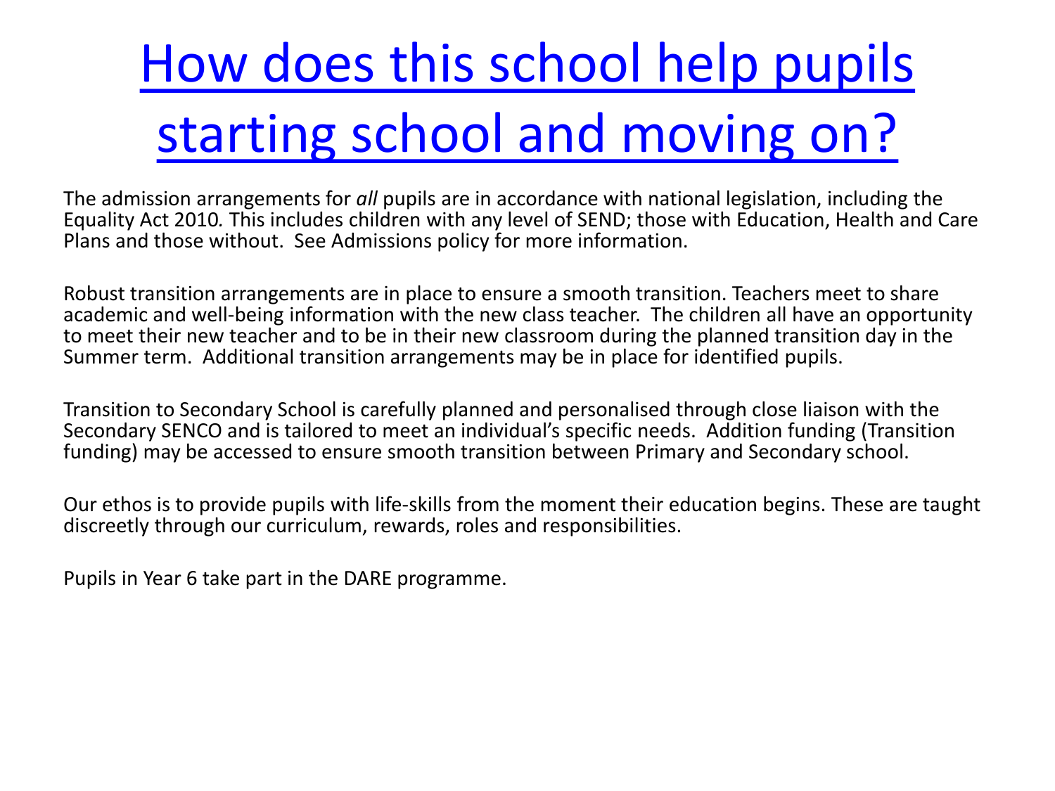# How does this school help pupils starting school and moving on?

The admission arrangements for *all* pupils are in accordance with national legislation, including the Equality Act 2010. This includes children with any level of SEND; those with Education, Health and Care Plans and those without. See Admissions policy for more information.

Robust transition arrangements are in place to ensure a smooth transition. Teachers meet to share academic and well-being information with the new class teacher. The children all have an opportunity to meet their new teacher and to be in their new classroom during the planned transition day in the Summer term. Additional transition arrangements may be in place for identified pupils.

Transition to Secondary School is carefully planned and personalised through close liaison with the Secondary SENCO and is tailored to meet an individual's specific needs. Addition funding (Transition funding) may be accessed to ensure smooth transition between Primary and Secondary school.

Our ethos is to provide pupils with life-skills from the moment their education begins. These are taught discreetly through our curriculum, rewards, roles and responsibilities.

Pupils in Year 6 take part in the DARE programme.